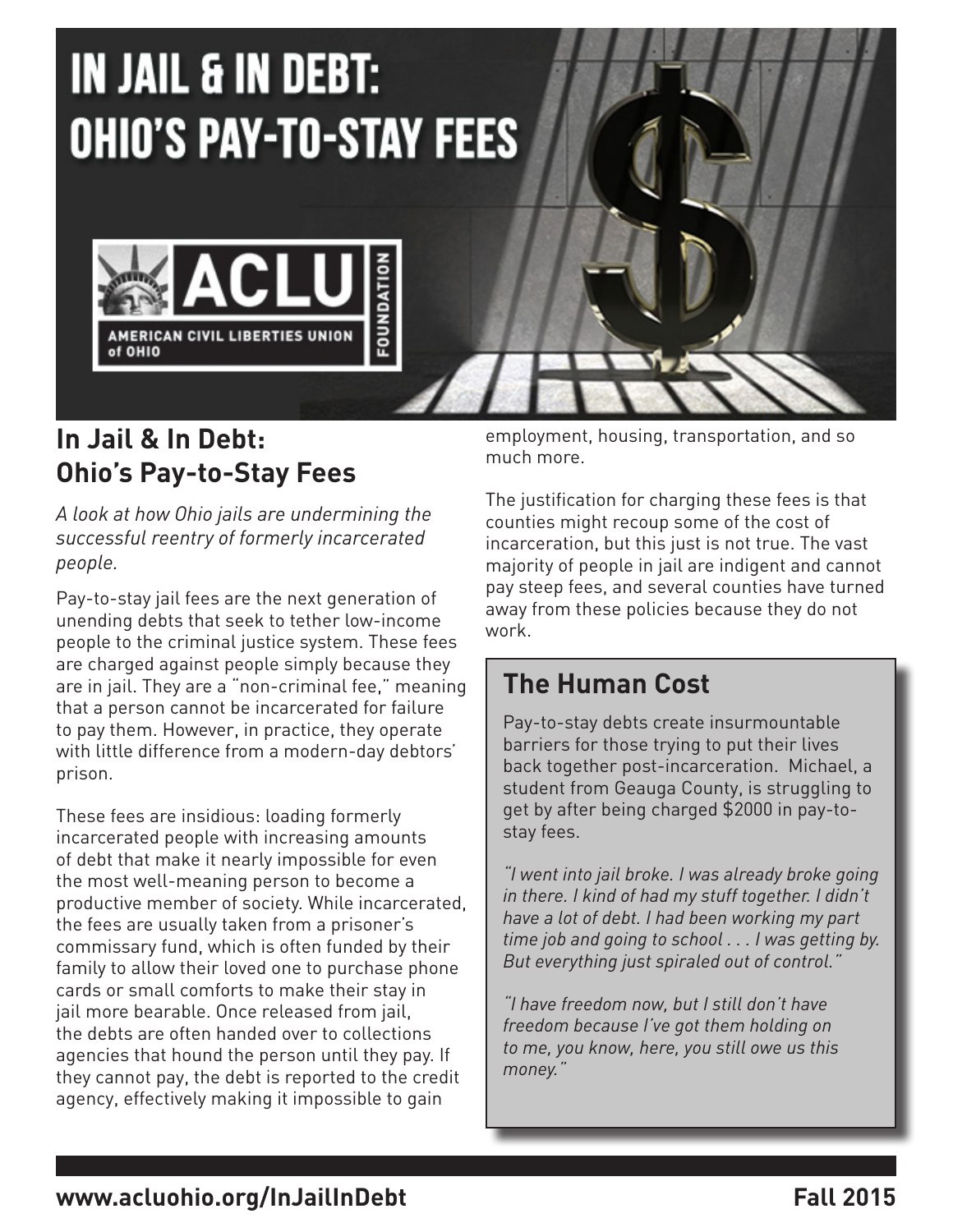# IN JAIL & IN DEBT: OHIO'S PAY-TO-STAY FEES

ACLU FOUNDATION
AMERICAN CIVIL LIBERTIES UNION of OHIO

## In Jail & In Debt: Ohio's Pay-to-Stay Fees

*A look at how Ohio jails are undermining the successful reentry of formerly incarcerated people.*

Pay-to-stay jail fees are the next generation of unending debts that seek to tether low-income people to the criminal justice system. These fees are charged against people simply because they are in jail. They are a "non-criminal fee," meaning that a person cannot be incarcerated for failure to pay them. However, in practice, they operate with little difference from a modern-day debtors' prison.

These fees are insidious: loading formerly incarcerated people with increasing amounts of debt that make it nearly impossible for even the most well-meaning person to become a productive member of society. While incarcerated, the fees are usually taken from a prisoner's commissary fund, which is often funded by their family to allow their loved one to purchase phone cards or small comforts to make their stay in jail more bearable. Once released from jail, the debts are often handed over to collections agencies that hound the person until they pay. If they cannot pay, the debt is reported to the credit agency, effectively making it impossible to gain employment, housing, transportation, and so much more.

The justification for charging these fees is that counties might recoup some of the cost of incarceration, but this just is not true. The vast majority of people in jail are indigent and cannot pay steep fees, and several counties have turned away from these policies because they do not work.

### The Human Cost

Pay-to-stay debts create insurmountable barriers for those trying to put their lives back together post-incarceration. Michael, a student from Geauga County, is struggling to get by after being charged $2000 in pay-to-stay fees.

*"I went into jail broke. I was already broke going in there. I kind of had my stuff together. I didn't have a lot of debt. I had been working my part time job and going to school . . . I was getting by. But everything just spiraled out of control."*

*"I have freedom now, but I still don't have freedom because I've got them holding on to me, you know, here, you still owe us this money."*

www.acluohio.org/InJailInDebt

Fall 2015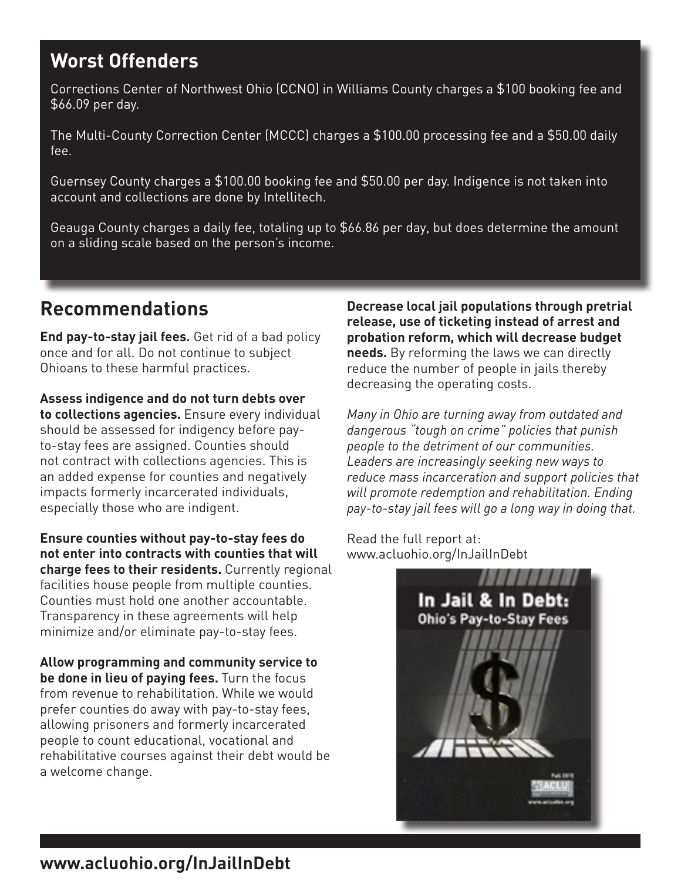## Worst Offenders

Corrections Center of Northwest Ohio (CCNO) in Williams County charges a $100 booking fee and $66.09 per day.

The Multi-County Correction Center (MCCC) charges a $100.00 processing fee and a $50.00 daily fee.

Guernsey County charges a $100.00 booking fee and $50.00 per day. Indigence is not taken into account and collections are done by Intellitech.

Geauga County charges a daily fee, totaling up to $66.86 per day, but does determine the amount on a sliding scale based on the person's income.

## Recommendations

**End pay-to-stay jail fees.** Get rid of a bad policy once and for all. Do not continue to subject Ohioans to these harmful practices.

**Assess indigence and do not turn debts over to collections agencies.** Ensure every individual should be assessed for indigency before pay-to-stay fees are assigned. Counties should not contract with collections agencies. This is an added expense for counties and negatively impacts formerly incarcerated individuals, especially those who are indigent.

**Ensure counties without pay-to-stay fees do not enter into contracts with counties that will charge fees to their residents.** Currently regional facilities house people from multiple counties. Counties must hold one another accountable. Transparency in these agreements will help minimize and/or eliminate pay-to-stay fees.

**Allow programming and community service to be done in lieu of paying fees.** Turn the focus from revenue to rehabilitation. While we would prefer counties do away with pay-to-stay fees, allowing prisoners and formerly incarcerated people to count educational, vocational and rehabilitative courses against their debt would be a welcome change.

**Decrease local jail populations through pretrial release, use of ticketing instead of arrest and probation reform, which will decrease budget needs.** By reforming the laws we can directly reduce the number of people in jails thereby decreasing the operating costs.

*Many in Ohio are turning away from outdated and dangerous "tough on crime" policies that punish people to the detriment of our communities. Leaders are increasingly seeking new ways to reduce mass incarceration and support policies that will promote redemption and rehabilitation. Ending pay-to-stay jail fees will go a long way in doing that.*

Read the full report at:
www.acluohio.org/InJailInDebt

In Jail & In Debt: Ohio's Pay-to-Stay Fees

**www.acluohio.org/InJailInDebt**